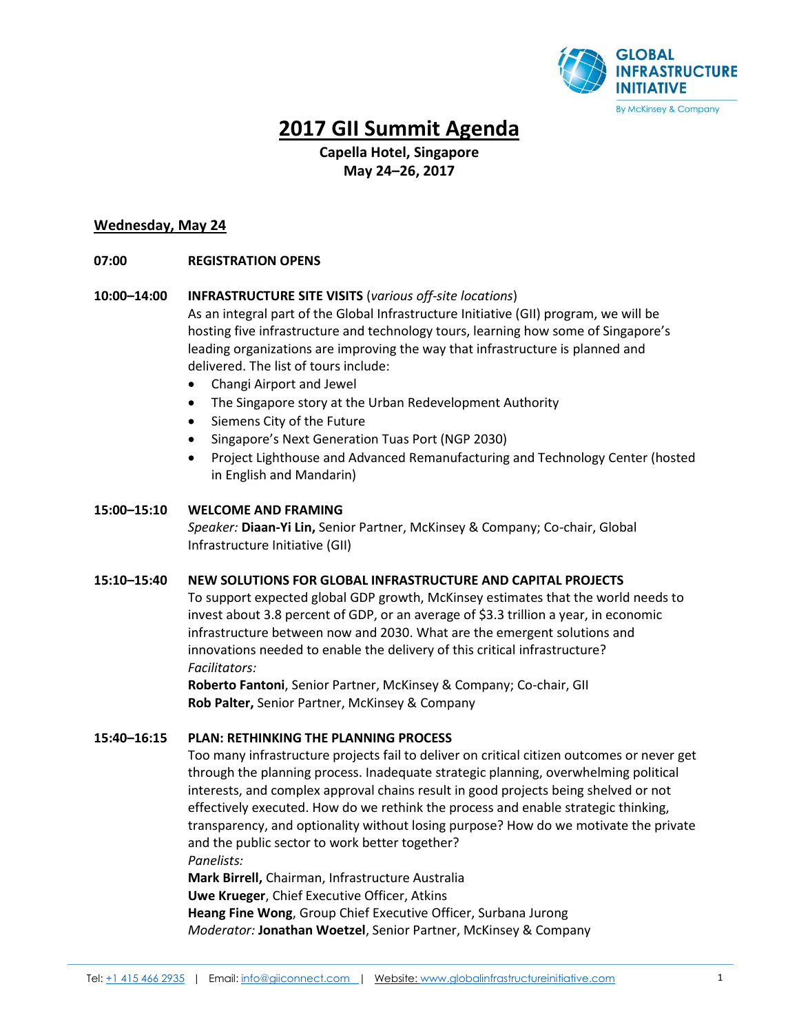# 2017 GII Summit Agenda

**Capella Hotel, Singapore**
**May 24–26, 2017**

## Wednesday, May 24

**07:00** **REGISTRATION OPENS**

**10:00–14:00** **INFRASTRUCTURE SITE VISITS** (*various off-site locations*)

As an integral part of the Global Infrastructure Initiative (GII) program, we will be hosting five infrastructure and technology tours, learning how some of Singapore's leading organizations are improving the way that infrastructure is planned and delivered. The list of tours include:

- Changi Airport and Jewel
- The Singapore story at the Urban Redevelopment Authority
- Siemens City of the Future
- Singapore's Next Generation Tuas Port (NGP 2030)
- Project Lighthouse and Advanced Remanufacturing and Technology Center (hosted in English and Mandarin)

**15:00–15:10** **WELCOME AND FRAMING**

*Speaker:* **Diaan-Yi Lin,** Senior Partner, McKinsey & Company; Co-chair, Global Infrastructure Initiative (GII)

**15:10–15:40** **NEW SOLUTIONS FOR GLOBAL INFRASTRUCTURE AND CAPITAL PROJECTS**

To support expected global GDP growth, McKinsey estimates that the world needs to invest about 3.8 percent of GDP, or an average of $3.3 trillion a year, in economic infrastructure between now and 2030. What are the emergent solutions and innovations needed to enable the delivery of this critical infrastructure?

*Facilitators:*
**Roberto Fantoni**, Senior Partner, McKinsey & Company; Co-chair, GII
**Rob Palter,** Senior Partner, McKinsey & Company

**15:40–16:15** **PLAN: RETHINKING THE PLANNING PROCESS**

Too many infrastructure projects fail to deliver on critical citizen outcomes or never get through the planning process. Inadequate strategic planning, overwhelming political interests, and complex approval chains result in good projects being shelved or not effectively executed. How do we rethink the process and enable strategic thinking, transparency, and optionality without losing purpose? How do we motivate the private and the public sector to work better together?

*Panelists:*
**Mark Birrell,** Chairman, Infrastructure Australia
**Uwe Krueger**, Chief Executive Officer, Atkins
**Heang Fine Wong**, Group Chief Executive Officer, Surbana Jurong
*Moderator:* **Jonathan Woetzel**, Senior Partner, McKinsey & Company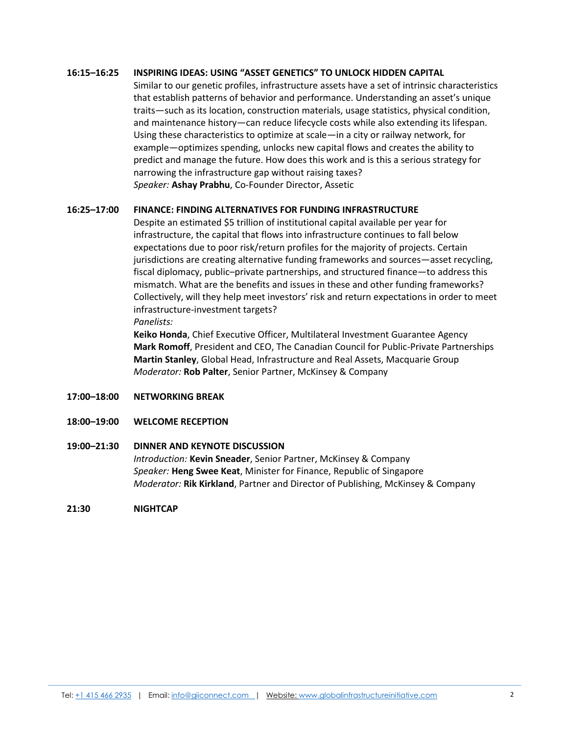**16:15–16:25 INSPIRING IDEAS: USING "ASSET GENETICS" TO UNLOCK HIDDEN CAPITAL**

Similar to our genetic profiles, infrastructure assets have a set of intrinsic characteristics that establish patterns of behavior and performance. Understanding an asset's unique traits—such as its location, construction materials, usage statistics, physical condition, and maintenance history—can reduce lifecycle costs while also extending its lifespan. Using these characteristics to optimize at scale—in a city or railway network, for example—optimizes spending, unlocks new capital flows and creates the ability to predict and manage the future. How does this work and is this a serious strategy for narrowing the infrastructure gap without raising taxes?

*Speaker:* **Ashay Prabhu**, Co-Founder Director, Assetic

**16:25–17:00 FINANCE: FINDING ALTERNATIVES FOR FUNDING INFRASTRUCTURE**

Despite an estimated $5 trillion of institutional capital available per year for infrastructure, the capital that flows into infrastructure continues to fall below expectations due to poor risk/return profiles for the majority of projects. Certain jurisdictions are creating alternative funding frameworks and sources—asset recycling, fiscal diplomacy, public–private partnerships, and structured finance—to address this mismatch. What are the benefits and issues in these and other funding frameworks? Collectively, will they help meet investors' risk and return expectations in order to meet infrastructure-investment targets?

*Panelists:*

**Keiko Honda**, Chief Executive Officer, Multilateral Investment Guarantee Agency
**Mark Romoff**, President and CEO, The Canadian Council for Public-Private Partnerships
**Martin Stanley**, Global Head, Infrastructure and Real Assets, Macquarie Group
*Moderator:* **Rob Palter**, Senior Partner, McKinsey & Company

**17:00–18:00 NETWORKING BREAK**

**18:00–19:00 WELCOME RECEPTION**

**19:00–21:30 DINNER AND KEYNOTE DISCUSSION**

*Introduction:* **Kevin Sneader**, Senior Partner, McKinsey & Company
*Speaker:* **Heng Swee Keat**, Minister for Finance, Republic of Singapore
*Moderator:* **Rik Kirkland**, Partner and Director of Publishing, McKinsey & Company

**21:30 NIGHTCAP**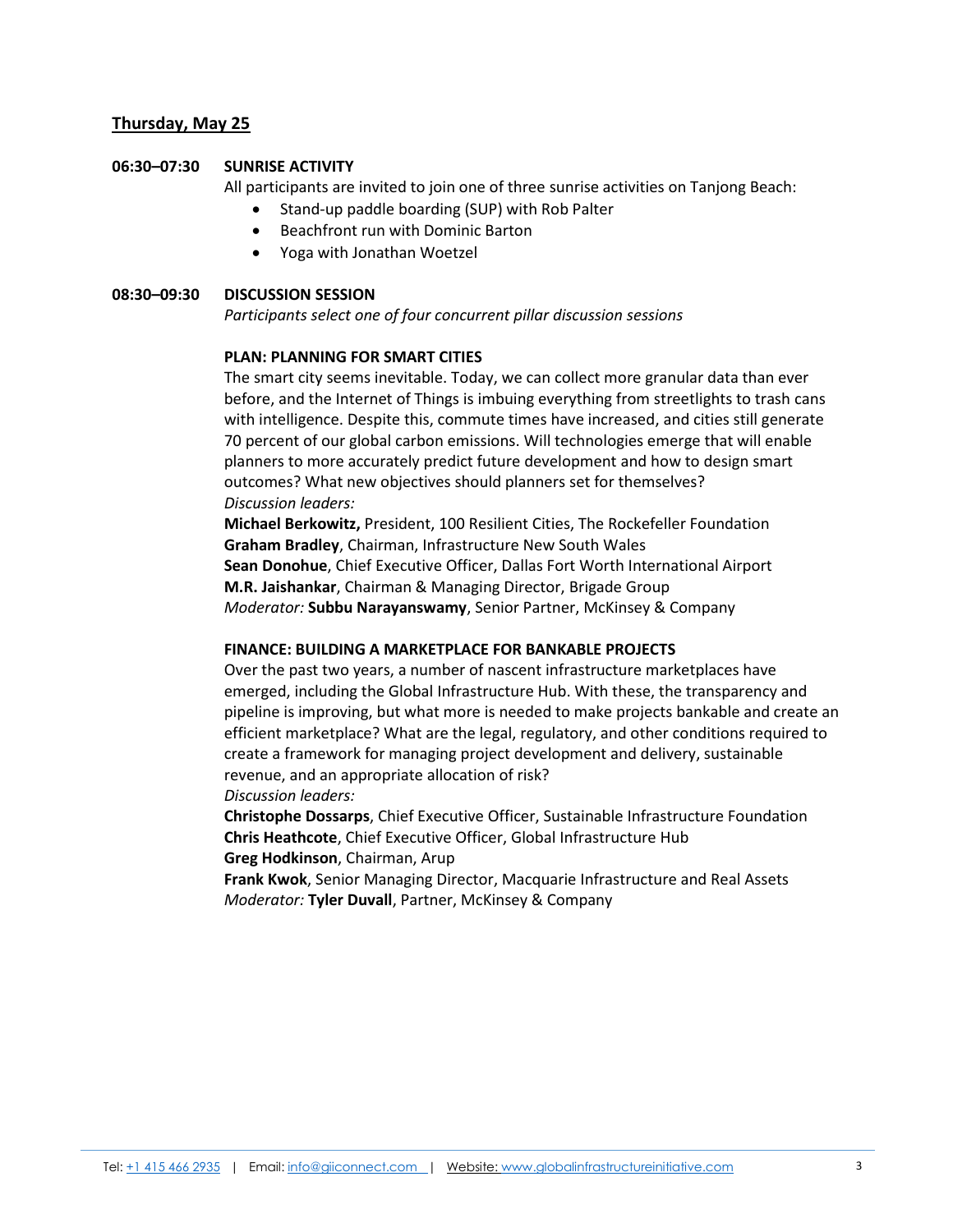## Thursday, May 25

**06:30–07:30 SUNRISE ACTIVITY**

All participants are invited to join one of three sunrise activities on Tanjong Beach:

- Stand-up paddle boarding (SUP) with Rob Palter
- Beachfront run with Dominic Barton
- Yoga with Jonathan Woetzel

**08:30–09:30 DISCUSSION SESSION**

*Participants select one of four concurrent pillar discussion sessions*

**PLAN: PLANNING FOR SMART CITIES**

The smart city seems inevitable. Today, we can collect more granular data than ever before, and the Internet of Things is imbuing everything from streetlights to trash cans with intelligence. Despite this, commute times have increased, and cities still generate 70 percent of our global carbon emissions. Will technologies emerge that will enable planners to more accurately predict future development and how to design smart outcomes? What new objectives should planners set for themselves?

*Discussion leaders:*

**Michael Berkowitz,** President, 100 Resilient Cities, The Rockefeller Foundation
**Graham Bradley**, Chairman, Infrastructure New South Wales
**Sean Donohue**, Chief Executive Officer, Dallas Fort Worth International Airport
**M.R. Jaishankar**, Chairman & Managing Director, Brigade Group
*Moderator:* **Subbu Narayanswamy**, Senior Partner, McKinsey & Company

**FINANCE: BUILDING A MARKETPLACE FOR BANKABLE PROJECTS**

Over the past two years, a number of nascent infrastructure marketplaces have emerged, including the Global Infrastructure Hub. With these, the transparency and pipeline is improving, but what more is needed to make projects bankable and create an efficient marketplace? What are the legal, regulatory, and other conditions required to create a framework for managing project development and delivery, sustainable revenue, and an appropriate allocation of risk?

*Discussion leaders:*

**Christophe Dossarps**, Chief Executive Officer, Sustainable Infrastructure Foundation
**Chris Heathcote**, Chief Executive Officer, Global Infrastructure Hub
**Greg Hodkinson**, Chairman, Arup
**Frank Kwok**, Senior Managing Director, Macquarie Infrastructure and Real Assets
*Moderator:* **Tyler Duvall**, Partner, McKinsey & Company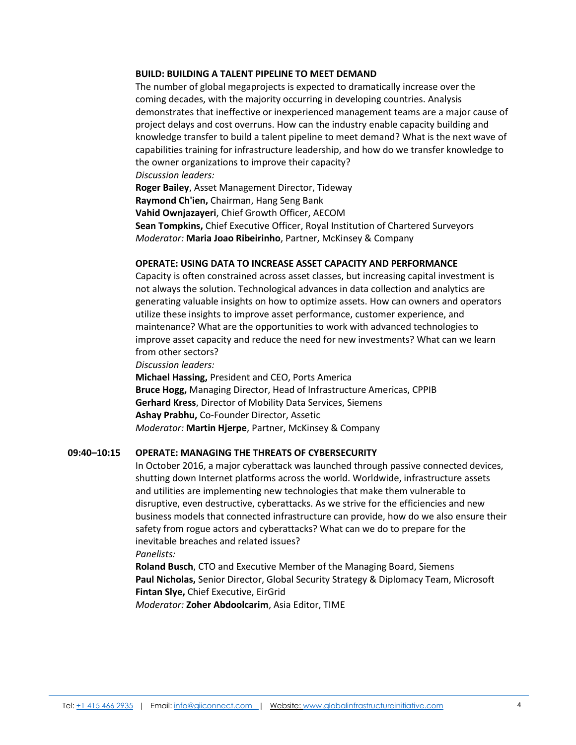**BUILD: BUILDING A TALENT PIPELINE TO MEET DEMAND**

The number of global megaprojects is expected to dramatically increase over the coming decades, with the majority occurring in developing countries. Analysis demonstrates that ineffective or inexperienced management teams are a major cause of project delays and cost overruns. How can the industry enable capacity building and knowledge transfer to build a talent pipeline to meet demand? What is the next wave of capabilities training for infrastructure leadership, and how do we transfer knowledge to the owner organizations to improve their capacity?

*Discussion leaders:*

**Roger Bailey**, Asset Management Director, Tideway
**Raymond Ch'ien,** Chairman, Hang Seng Bank
**Vahid Ownjazayeri**, Chief Growth Officer, AECOM
**Sean Tompkins,** Chief Executive Officer, Royal Institution of Chartered Surveyors
*Moderator:* **Maria Joao Ribeirinho**, Partner, McKinsey & Company

**OPERATE: USING DATA TO INCREASE ASSET CAPACITY AND PERFORMANCE**

Capacity is often constrained across asset classes, but increasing capital investment is not always the solution. Technological advances in data collection and analytics are generating valuable insights on how to optimize assets. How can owners and operators utilize these insights to improve asset performance, customer experience, and maintenance? What are the opportunities to work with advanced technologies to improve asset capacity and reduce the need for new investments? What can we learn from other sectors?

*Discussion leaders:*

**Michael Hassing,** President and CEO, Ports America
**Bruce Hogg,** Managing Director, Head of Infrastructure Americas, CPPIB
**Gerhard Kress**, Director of Mobility Data Services, Siemens
**Ashay Prabhu,** Co-Founder Director, Assetic
*Moderator:* **Martin Hjerpe**, Partner, McKinsey & Company

**09:40–10:15 OPERATE: MANAGING THE THREATS OF CYBERSECURITY**

In October 2016, a major cyberattack was launched through passive connected devices, shutting down Internet platforms across the world. Worldwide, infrastructure assets and utilities are implementing new technologies that make them vulnerable to disruptive, even destructive, cyberattacks. As we strive for the efficiencies and new business models that connected infrastructure can provide, how do we also ensure their safety from rogue actors and cyberattacks? What can we do to prepare for the inevitable breaches and related issues?

*Panelists:*

**Roland Busch**, CTO and Executive Member of the Managing Board, Siemens
**Paul Nicholas,** Senior Director, Global Security Strategy & Diplomacy Team, Microsoft
**Fintan Slye,** Chief Executive, EirGrid
*Moderator:* **Zoher Abdoolcarim**, Asia Editor, TIME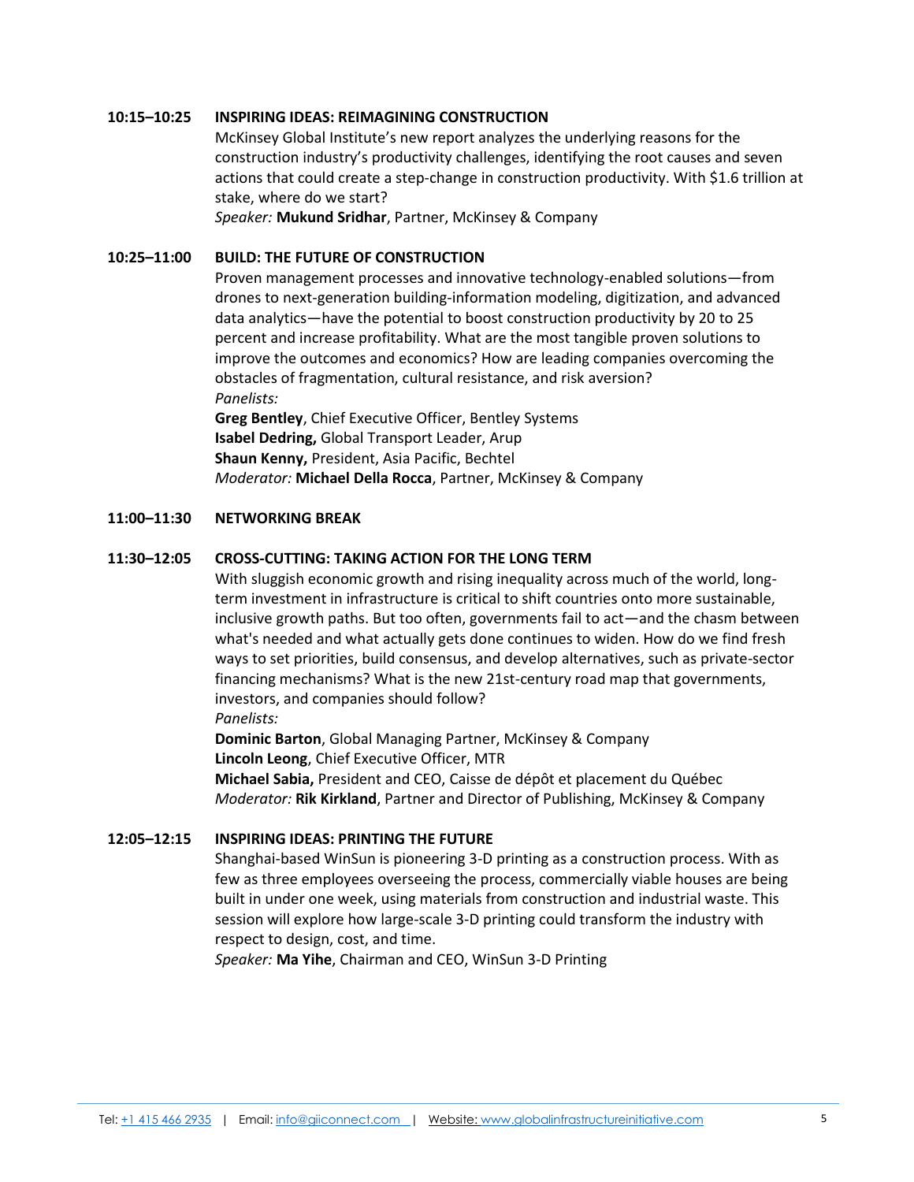**10:15–10:25 INSPIRING IDEAS: REIMAGINING CONSTRUCTION**

McKinsey Global Institute's new report analyzes the underlying reasons for the construction industry's productivity challenges, identifying the root causes and seven actions that could create a step-change in construction productivity. With $1.6 trillion at stake, where do we start?

*Speaker:* **Mukund Sridhar**, Partner, McKinsey & Company

**10:25–11:00 BUILD: THE FUTURE OF CONSTRUCTION**

Proven management processes and innovative technology-enabled solutions—from drones to next-generation building-information modeling, digitization, and advanced data analytics—have the potential to boost construction productivity by 20 to 25 percent and increase profitability. What are the most tangible proven solutions to improve the outcomes and economics? How are leading companies overcoming the obstacles of fragmentation, cultural resistance, and risk aversion?

*Panelists:*

**Greg Bentley**, Chief Executive Officer, Bentley Systems
**Isabel Dedring,** Global Transport Leader, Arup
**Shaun Kenny,** President, Asia Pacific, Bechtel
*Moderator:* **Michael Della Rocca**, Partner, McKinsey & Company

**11:00–11:30 NETWORKING BREAK**

**11:30–12:05 CROSS-CUTTING: TAKING ACTION FOR THE LONG TERM**

With sluggish economic growth and rising inequality across much of the world, long-term investment in infrastructure is critical to shift countries onto more sustainable, inclusive growth paths. But too often, governments fail to act—and the chasm between what's needed and what actually gets done continues to widen. How do we find fresh ways to set priorities, build consensus, and develop alternatives, such as private-sector financing mechanisms? What is the new 21st-century road map that governments, investors, and companies should follow?

*Panelists:*

**Dominic Barton**, Global Managing Partner, McKinsey & Company
**Lincoln Leong**, Chief Executive Officer, MTR
**Michael Sabia,** President and CEO, Caisse de dépôt et placement du Québec
*Moderator:* **Rik Kirkland**, Partner and Director of Publishing, McKinsey & Company

**12:05–12:15 INSPIRING IDEAS: PRINTING THE FUTURE**

Shanghai-based WinSun is pioneering 3-D printing as a construction process. With as few as three employees overseeing the process, commercially viable houses are being built in under one week, using materials from construction and industrial waste. This session will explore how large-scale 3-D printing could transform the industry with respect to design, cost, and time.

*Speaker:* **Ma Yihe**, Chairman and CEO, WinSun 3-D Printing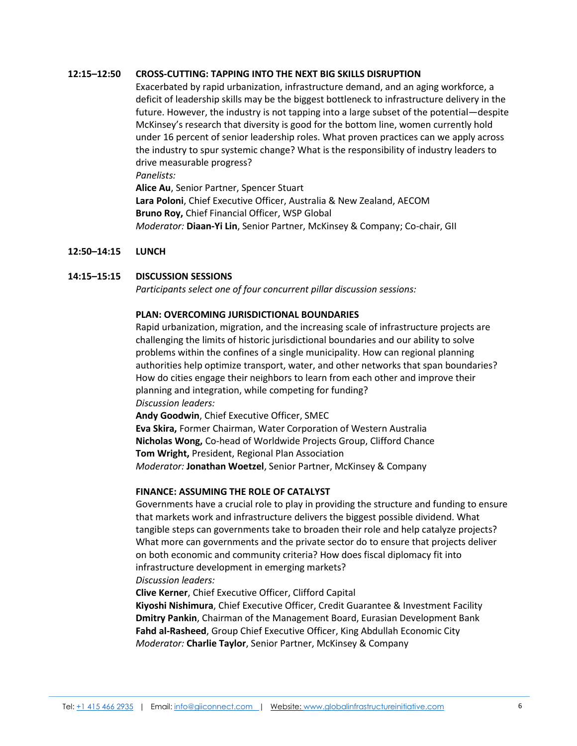**12:15–12:50 CROSS-CUTTING: TAPPING INTO THE NEXT BIG SKILLS DISRUPTION**

Exacerbated by rapid urbanization, infrastructure demand, and an aging workforce, a deficit of leadership skills may be the biggest bottleneck to infrastructure delivery in the future. However, the industry is not tapping into a large subset of the potential—despite McKinsey's research that diversity is good for the bottom line, women currently hold under 16 percent of senior leadership roles. What proven practices can we apply across the industry to spur systemic change? What is the responsibility of industry leaders to drive measurable progress?

*Panelists:*

**Alice Au**, Senior Partner, Spencer Stuart
**Lara Poloni**, Chief Executive Officer, Australia & New Zealand, AECOM
**Bruno Roy,** Chief Financial Officer, WSP Global
*Moderator:* **Diaan-Yi Lin**, Senior Partner, McKinsey & Company; Co-chair, GII

**12:50–14:15 LUNCH**

**14:15–15:15 DISCUSSION SESSIONS**

*Participants select one of four concurrent pillar discussion sessions:*

**PLAN: OVERCOMING JURISDICTIONAL BOUNDARIES**

Rapid urbanization, migration, and the increasing scale of infrastructure projects are challenging the limits of historic jurisdictional boundaries and our ability to solve problems within the confines of a single municipality. How can regional planning authorities help optimize transport, water, and other networks that span boundaries? How do cities engage their neighbors to learn from each other and improve their planning and integration, while competing for funding?

*Discussion leaders:*

**Andy Goodwin**, Chief Executive Officer, SMEC
**Eva Skira,** Former Chairman, Water Corporation of Western Australia
**Nicholas Wong,** Co-head of Worldwide Projects Group, Clifford Chance
**Tom Wright,** President, Regional Plan Association
*Moderator:* **Jonathan Woetzel**, Senior Partner, McKinsey & Company

**FINANCE: ASSUMING THE ROLE OF CATALYST**

Governments have a crucial role to play in providing the structure and funding to ensure that markets work and infrastructure delivers the biggest possible dividend. What tangible steps can governments take to broaden their role and help catalyze projects? What more can governments and the private sector do to ensure that projects deliver on both economic and community criteria? How does fiscal diplomacy fit into infrastructure development in emerging markets?

*Discussion leaders:*

**Clive Kerner**, Chief Executive Officer, Clifford Capital
**Kiyoshi Nishimura**, Chief Executive Officer, Credit Guarantee & Investment Facility
**Dmitry Pankin**, Chairman of the Management Board, Eurasian Development Bank
**Fahd al-Rasheed**, Group Chief Executive Officer, King Abdullah Economic City
*Moderator:* **Charlie Taylor**, Senior Partner, McKinsey & Company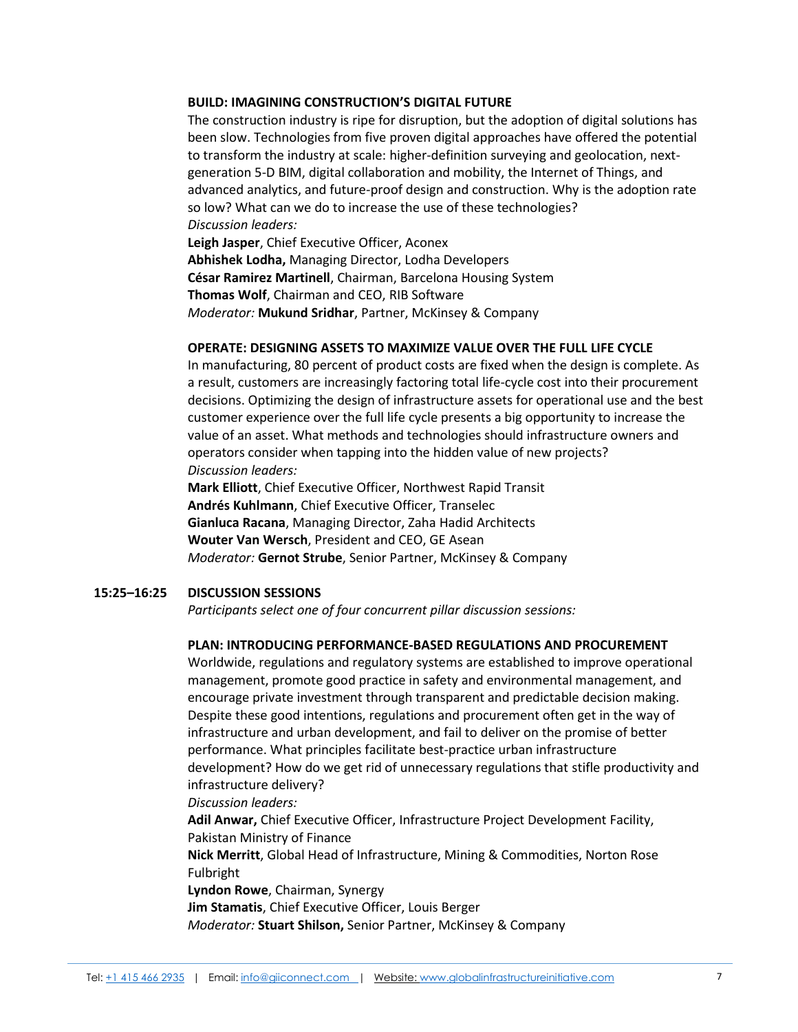**BUILD: IMAGINING CONSTRUCTION'S DIGITAL FUTURE**

The construction industry is ripe for disruption, but the adoption of digital solutions has been slow. Technologies from five proven digital approaches have offered the potential to transform the industry at scale: higher-definition surveying and geolocation, next-generation 5-D BIM, digital collaboration and mobility, the Internet of Things, and advanced analytics, and future-proof design and construction. Why is the adoption rate so low? What can we do to increase the use of these technologies?

*Discussion leaders:*

**Leigh Jasper**, Chief Executive Officer, Aconex
**Abhishek Lodha,** Managing Director, Lodha Developers
**César Ramirez Martinell**, Chairman, Barcelona Housing System
**Thomas Wolf**, Chairman and CEO, RIB Software
*Moderator:* **Mukund Sridhar**, Partner, McKinsey & Company

**OPERATE: DESIGNING ASSETS TO MAXIMIZE VALUE OVER THE FULL LIFE CYCLE**

In manufacturing, 80 percent of product costs are fixed when the design is complete. As a result, customers are increasingly factoring total life-cycle cost into their procurement decisions. Optimizing the design of infrastructure assets for operational use and the best customer experience over the full life cycle presents a big opportunity to increase the value of an asset. What methods and technologies should infrastructure owners and operators consider when tapping into the hidden value of new projects?

*Discussion leaders:*

**Mark Elliott**, Chief Executive Officer, Northwest Rapid Transit
**Andrés Kuhlmann**, Chief Executive Officer, Transelec
**Gianluca Racana**, Managing Director, Zaha Hadid Architects
**Wouter Van Wersch**, President and CEO, GE Asean
*Moderator:* **Gernot Strube**, Senior Partner, McKinsey & Company

**15:25–16:25 DISCUSSION SESSIONS**

*Participants select one of four concurrent pillar discussion sessions:*

**PLAN: INTRODUCING PERFORMANCE-BASED REGULATIONS AND PROCUREMENT**

Worldwide, regulations and regulatory systems are established to improve operational management, promote good practice in safety and environmental management, and encourage private investment through transparent and predictable decision making. Despite these good intentions, regulations and procurement often get in the way of infrastructure and urban development, and fail to deliver on the promise of better performance. What principles facilitate best-practice urban infrastructure development? How do we get rid of unnecessary regulations that stifle productivity and infrastructure delivery?

*Discussion leaders:*

**Adil Anwar,** Chief Executive Officer, Infrastructure Project Development Facility, Pakistan Ministry of Finance
**Nick Merritt**, Global Head of Infrastructure, Mining & Commodities, Norton Rose Fulbright
**Lyndon Rowe**, Chairman, Synergy
**Jim Stamatis**, Chief Executive Officer, Louis Berger
*Moderator:* **Stuart Shilson,** Senior Partner, McKinsey & Company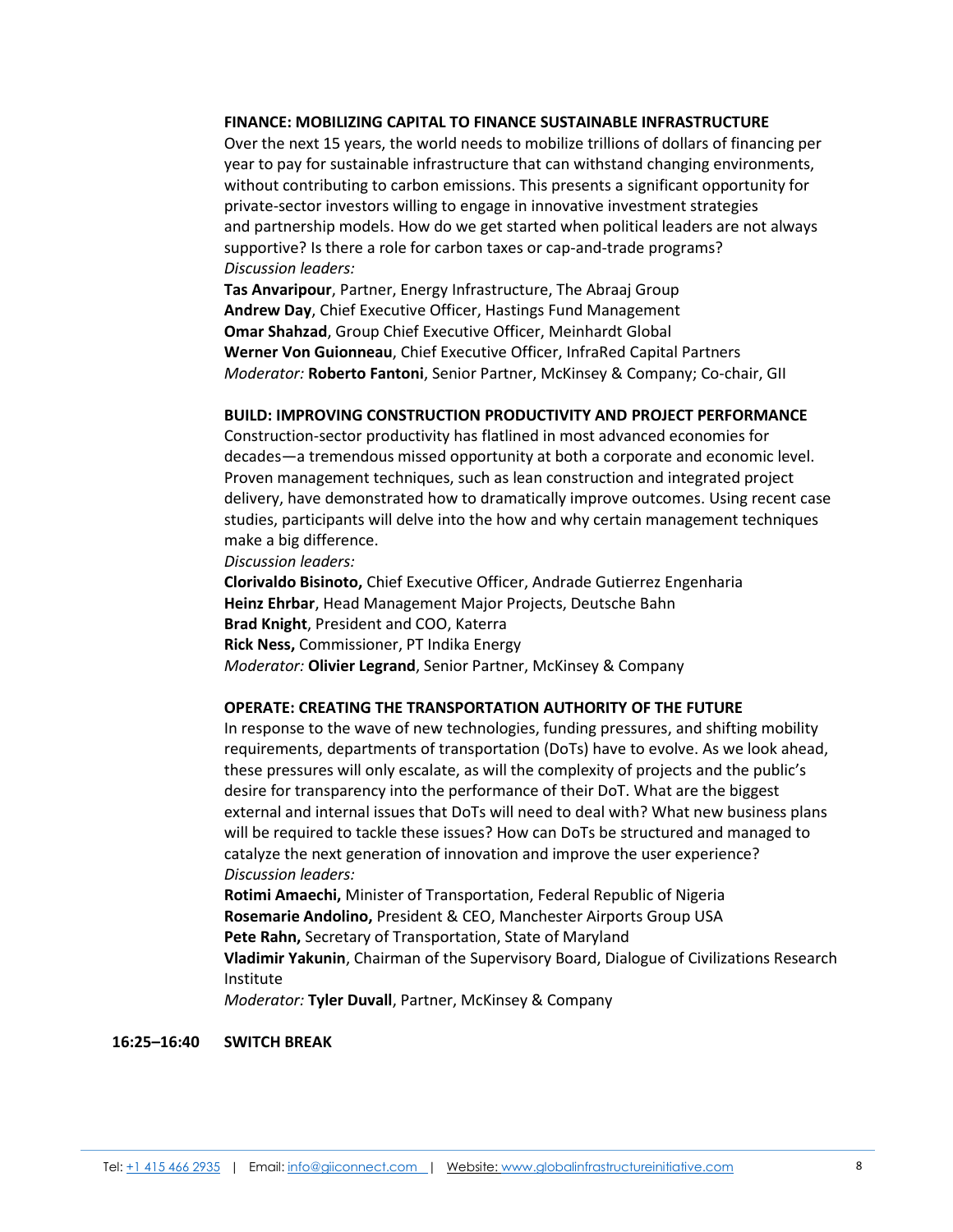**FINANCE: MOBILIZING CAPITAL TO FINANCE SUSTAINABLE INFRASTRUCTURE**

Over the next 15 years, the world needs to mobilize trillions of dollars of financing per year to pay for sustainable infrastructure that can withstand changing environments, without contributing to carbon emissions. This presents a significant opportunity for private-sector investors willing to engage in innovative investment strategies and partnership models. How do we get started when political leaders are not always supportive? Is there a role for carbon taxes or cap-and-trade programs?

*Discussion leaders:*

**Tas Anvaripour**, Partner, Energy Infrastructure, The Abraaj Group
**Andrew Day**, Chief Executive Officer, Hastings Fund Management
**Omar Shahzad**, Group Chief Executive Officer, Meinhardt Global
**Werner Von Guionneau**, Chief Executive Officer, InfraRed Capital Partners
*Moderator:* **Roberto Fantoni**, Senior Partner, McKinsey & Company; Co-chair, GII

**BUILD: IMPROVING CONSTRUCTION PRODUCTIVITY AND PROJECT PERFORMANCE**

Construction-sector productivity has flatlined in most advanced economies for decades—a tremendous missed opportunity at both a corporate and economic level. Proven management techniques, such as lean construction and integrated project delivery, have demonstrated how to dramatically improve outcomes. Using recent case studies, participants will delve into the how and why certain management techniques make a big difference.

*Discussion leaders:*

**Clorivaldo Bisinoto,** Chief Executive Officer, Andrade Gutierrez Engenharia
**Heinz Ehrbar**, Head Management Major Projects, Deutsche Bahn
**Brad Knight**, President and COO, Katerra
**Rick Ness,** Commissioner, PT Indika Energy
*Moderator:* **Olivier Legrand**, Senior Partner, McKinsey & Company

**OPERATE: CREATING THE TRANSPORTATION AUTHORITY OF THE FUTURE**

In response to the wave of new technologies, funding pressures, and shifting mobility requirements, departments of transportation (DoTs) have to evolve. As we look ahead, these pressures will only escalate, as will the complexity of projects and the public's desire for transparency into the performance of their DoT. What are the biggest external and internal issues that DoTs will need to deal with? What new business plans will be required to tackle these issues? How can DoTs be structured and managed to catalyze the next generation of innovation and improve the user experience?

*Discussion leaders:*

**Rotimi Amaechi,** Minister of Transportation, Federal Republic of Nigeria
**Rosemarie Andolino,** President & CEO, Manchester Airports Group USA
**Pete Rahn,** Secretary of Transportation, State of Maryland
**Vladimir Yakunin**, Chairman of the Supervisory Board, Dialogue of Civilizations Research Institute
*Moderator:* **Tyler Duvall**, Partner, McKinsey & Company

**16:25–16:40 SWITCH BREAK**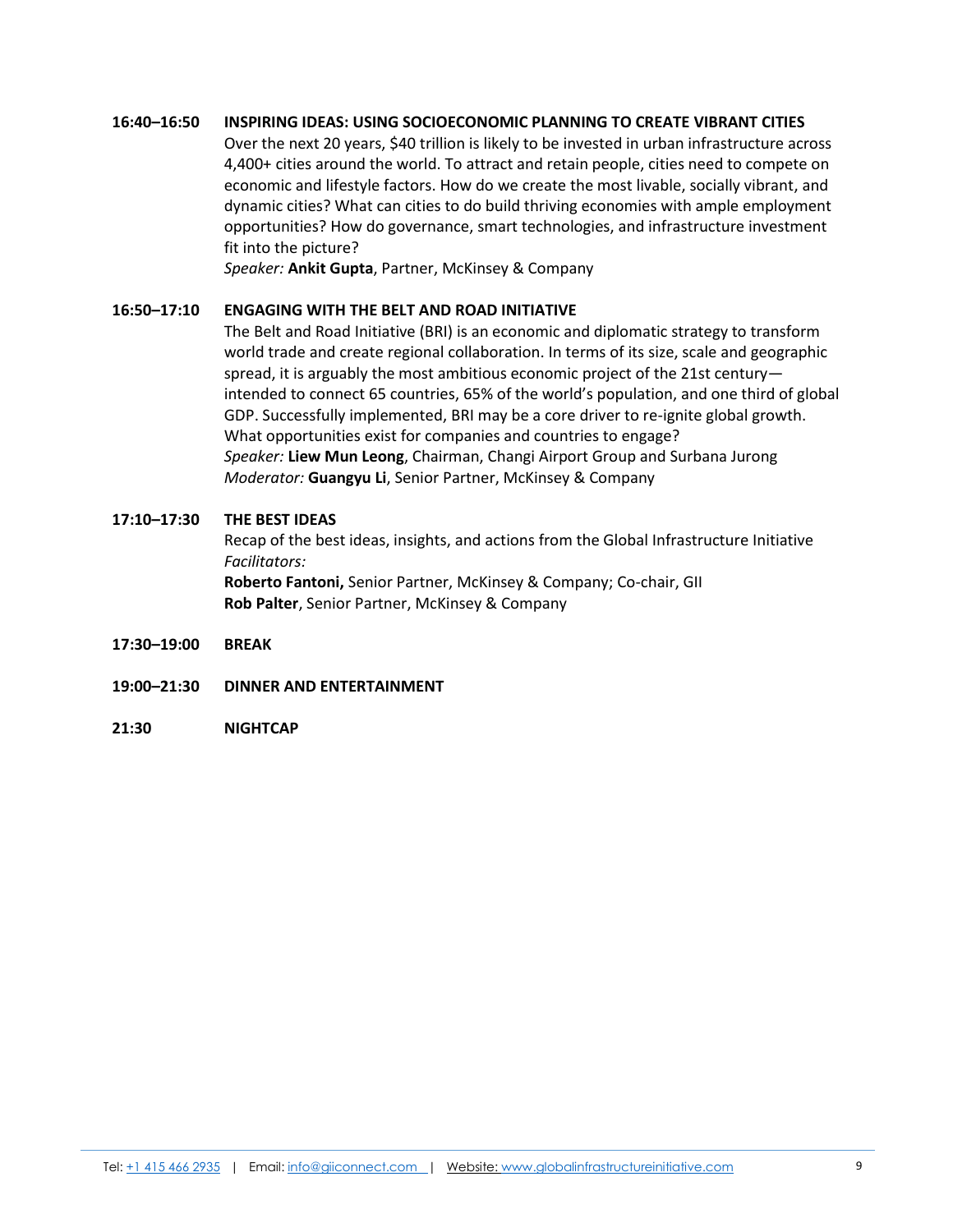**16:40–16:50** **INSPIRING IDEAS: USING SOCIOECONOMIC PLANNING TO CREATE VIBRANT CITIES**

Over the next 20 years, $40 trillion is likely to be invested in urban infrastructure across 4,400+ cities around the world. To attract and retain people, cities need to compete on economic and lifestyle factors. How do we create the most livable, socially vibrant, and dynamic cities? What can cities to do build thriving economies with ample employment opportunities? How do governance, smart technologies, and infrastructure investment fit into the picture?

*Speaker:* **Ankit Gupta**, Partner, McKinsey & Company

**16:50–17:10** **ENGAGING WITH THE BELT AND ROAD INITIATIVE**

The Belt and Road Initiative (BRI) is an economic and diplomatic strategy to transform world trade and create regional collaboration. In terms of its size, scale and geographic spread, it is arguably the most ambitious economic project of the 21st century—intended to connect 65 countries, 65% of the world's population, and one third of global GDP. Successfully implemented, BRI may be a core driver to re-ignite global growth. What opportunities exist for companies and countries to engage?

*Speaker:* **Liew Mun Leong**, Chairman, Changi Airport Group and Surbana Jurong
*Moderator:* **Guangyu Li**, Senior Partner, McKinsey & Company

**17:10–17:30** **THE BEST IDEAS**

Recap of the best ideas, insights, and actions from the Global Infrastructure Initiative

*Facilitators:*
**Roberto Fantoni,** Senior Partner, McKinsey & Company; Co-chair, GII
**Rob Palter**, Senior Partner, McKinsey & Company

**17:30–19:00** **BREAK**

**19:00–21:30** **DINNER AND ENTERTAINMENT**

**21:30** **NIGHTCAP**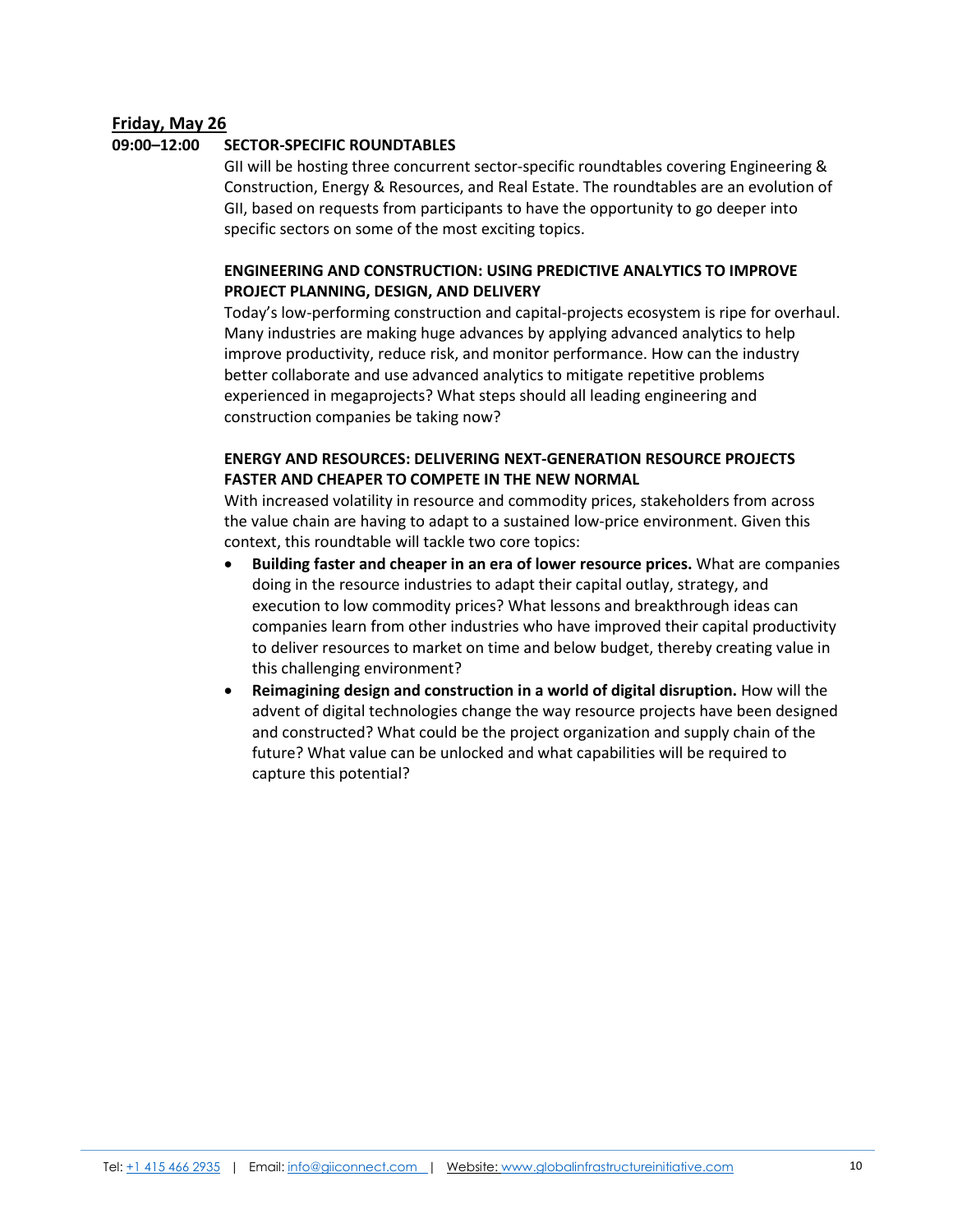**Friday, May 26**

**09:00–12:00 SECTOR-SPECIFIC ROUNDTABLES**

GII will be hosting three concurrent sector-specific roundtables covering Engineering & Construction, Energy & Resources, and Real Estate. The roundtables are an evolution of GII, based on requests from participants to have the opportunity to go deeper into specific sectors on some of the most exciting topics.

**ENGINEERING AND CONSTRUCTION: USING PREDICTIVE ANALYTICS TO IMPROVE PROJECT PLANNING, DESIGN, AND DELIVERY**

Today's low-performing construction and capital-projects ecosystem is ripe for overhaul. Many industries are making huge advances by applying advanced analytics to help improve productivity, reduce risk, and monitor performance. How can the industry better collaborate and use advanced analytics to mitigate repetitive problems experienced in megaprojects? What steps should all leading engineering and construction companies be taking now?

**ENERGY AND RESOURCES: DELIVERING NEXT-GENERATION RESOURCE PROJECTS FASTER AND CHEAPER TO COMPETE IN THE NEW NORMAL**

With increased volatility in resource and commodity prices, stakeholders from across the value chain are having to adapt to a sustained low-price environment. Given this context, this roundtable will tackle two core topics:

- **Building faster and cheaper in an era of lower resource prices.** What are companies doing in the resource industries to adapt their capital outlay, strategy, and execution to low commodity prices? What lessons and breakthrough ideas can companies learn from other industries who have improved their capital productivity to deliver resources to market on time and below budget, thereby creating value in this challenging environment?
- **Reimagining design and construction in a world of digital disruption.** How will the advent of digital technologies change the way resource projects have been designed and constructed? What could be the project organization and supply chain of the future? What value can be unlocked and what capabilities will be required to capture this potential?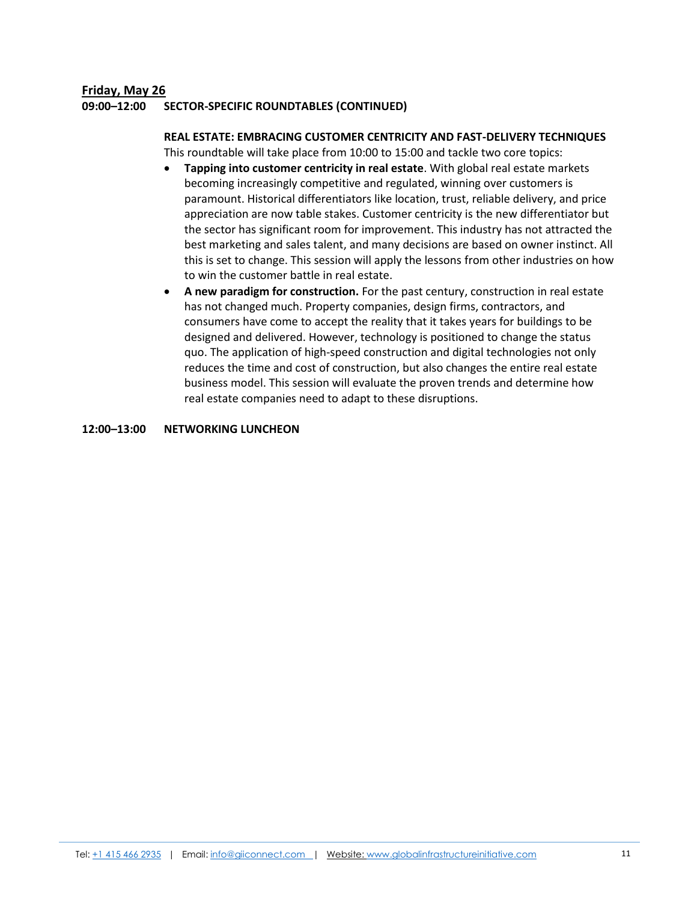**Friday, May 26**

**09:00–12:00 SECTOR-SPECIFIC ROUNDTABLES (CONTINUED)**

**REAL ESTATE: EMBRACING CUSTOMER CENTRICITY AND FAST-DELIVERY TECHNIQUES**

This roundtable will take place from 10:00 to 15:00 and tackle two core topics:

- **Tapping into customer centricity in real estate**. With global real estate markets becoming increasingly competitive and regulated, winning over customers is paramount. Historical differentiators like location, trust, reliable delivery, and price appreciation are now table stakes. Customer centricity is the new differentiator but the sector has significant room for improvement. This industry has not attracted the best marketing and sales talent, and many decisions are based on owner instinct. All this is set to change. This session will apply the lessons from other industries on how to win the customer battle in real estate.
- **A new paradigm for construction.** For the past century, construction in real estate has not changed much. Property companies, design firms, contractors, and consumers have come to accept the reality that it takes years for buildings to be designed and delivered. However, technology is positioned to change the status quo. The application of high-speed construction and digital technologies not only reduces the time and cost of construction, but also changes the entire real estate business model. This session will evaluate the proven trends and determine how real estate companies need to adapt to these disruptions.

**12:00–13:00 NETWORKING LUNCHEON**